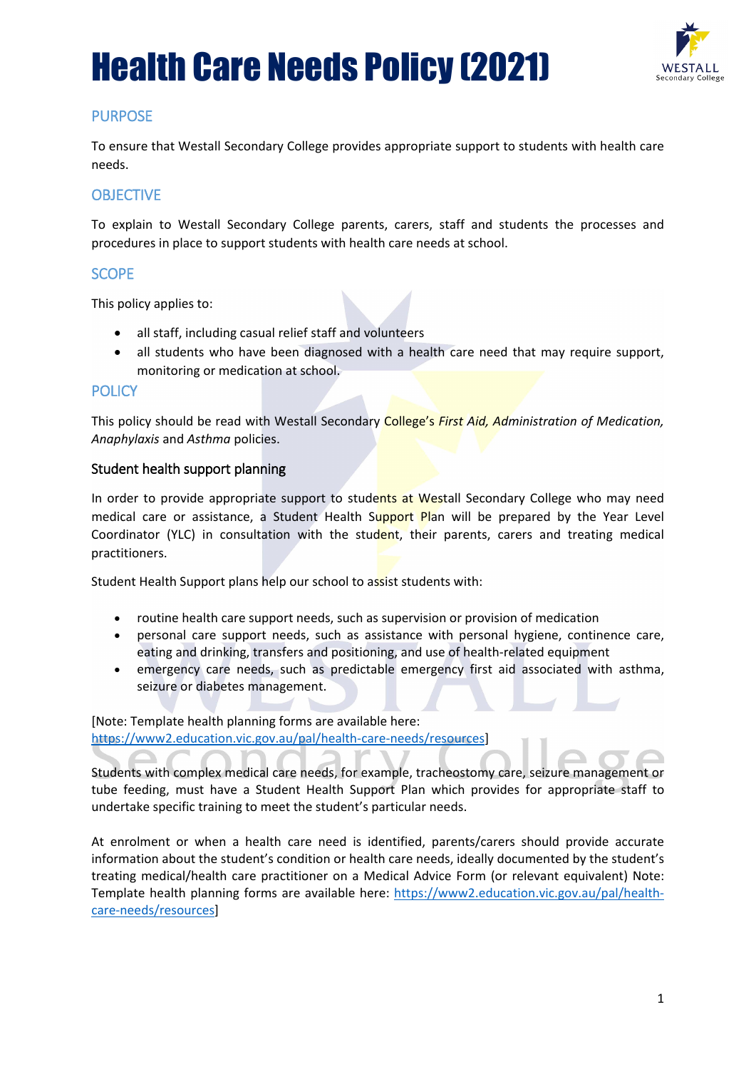# Health Care Needs Policy (2021)

## PURPOSE

To ensure that Westall Secondary College provides appropriate support to students with health care needs.

## OBJECTIVE

To explain to Westall Secondary College parents, carers, staff and students the processes and procedures in place to support students with health care needs at school.

## SCOPE

This policy applies to:

- all staff, including casual relief staff and volunteers
- all students who have been diagnosed with a health care need that may require support, monitoring or medication at school.

## POLICY

This policy should be read with Westall Secondary College's *First Aid, Administration of Medication, Anaphylaxis* and *Asthma* policies.

### Student health support planning

In order to provide appropriate support to students at Westall Secondary College who may need medical care or assistance, a Student Health Support Plan will be prepared by the Year Level Coordinator (YLC) in consultation with the student, their parents, carers and treating medical practitioners.

Student Health Support plans help our school to assist students with:

- routine health care support needs, such as supervision or provision of medication
- personal care support needs, such as assistance with personal hygiene, continence care, eating and drinking, transfers and positioning, and use of health-related equipment
- emergency care needs, such as predictable emergency first aid associated with asthma, seizure or diabetes management.

[Note: Template health planning forms are available here: https://www2.education.vic.gov.au/pal/health-care-needs/resources]

Students with complex medical care needs, for example, tracheostomy care, seizure management or tube feeding, must have a Student Health Support Plan which provides for appropriate staff to undertake specific training to meet the student's particular needs.

At enrolment or when a health care need is identified, parents/carers should provide accurate information about the student's condition or health care needs, ideally documented by the student's treating medical/health care practitioner on a Medical Advice Form (or relevant equivalent) Note: Template health planning forms are available here: https://www2.education.vic.gov.au/pal/health-care-needs/resources]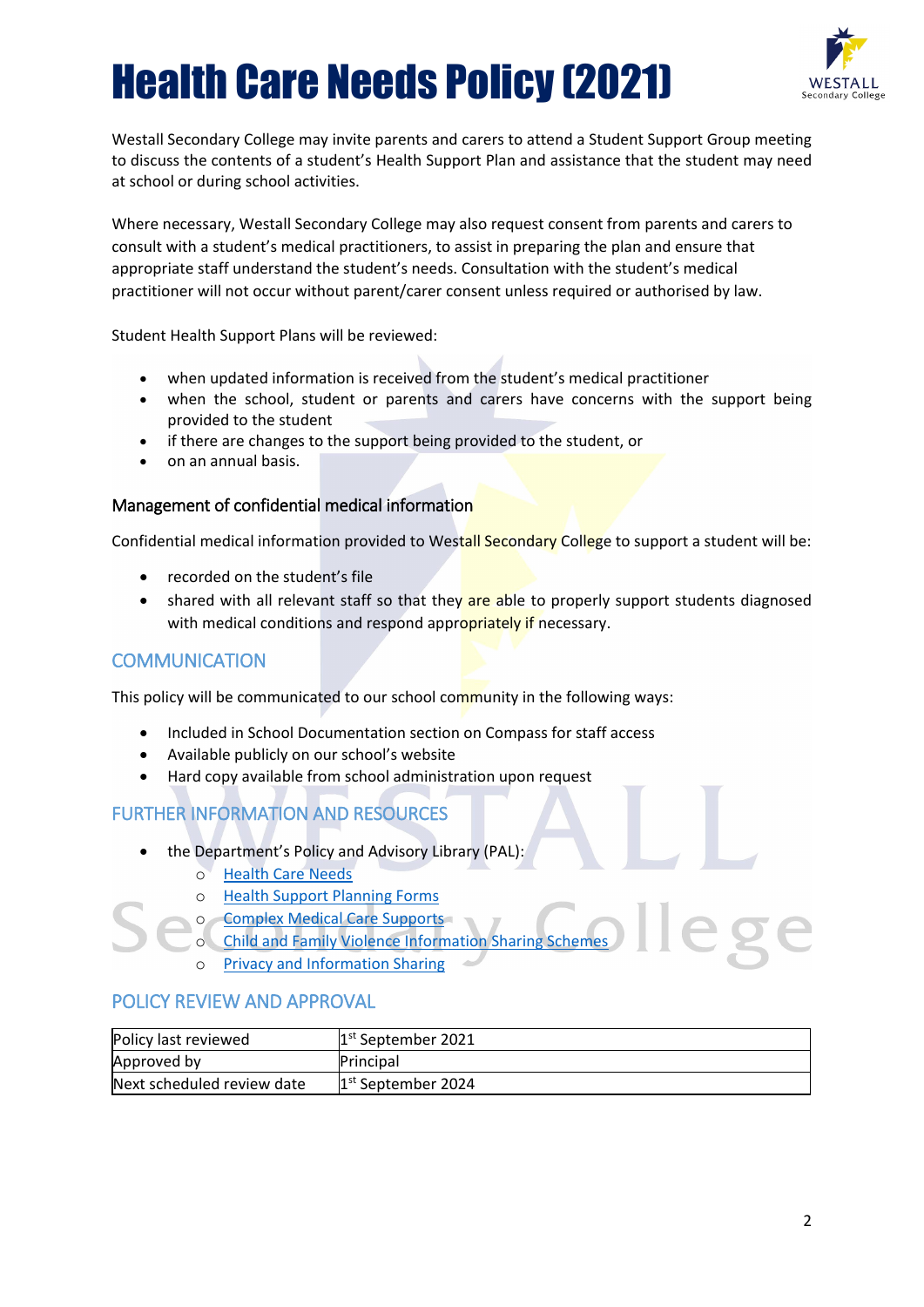Westall Secondary College may invite parents and carers to attend a Student Support Group meeting to discuss the contents of a student's Health Support Plan and assistance that the student may need at school or during school activities.

Where necessary, Westall Secondary College may also request consent from parents and carers to consult with a student's medical practitioners, to assist in preparing the plan and ensure that appropriate staff understand the student's needs. Consultation with the student's medical practitioner will not occur without parent/carer consent unless required or authorised by law.

Student Health Support Plans will be reviewed:

- when updated information is received from the student's medical practitioner
- when the school, student or parents and carers have concerns with the support being provided to the student
- if there are changes to the support being provided to the student, or
- on an annual basis.

### Management of confidential medical information

Confidential medical information provided to Westall Secondary College to support a student will be:

- recorded on the student's file
- shared with all relevant staff so that they are able to properly support students diagnosed with medical conditions and respond appropriately if necessary.

## COMMUNICATION

This policy will be communicated to our school community in the following ways:

- Included in School Documentation section on Compass for staff access
- Available publicly on our school's website
- Hard copy available from school administration upon request

## FURTHER INFORMATION AND RESOURCES

- the Department's Policy and Advisory Library (PAL):
  - Health Care Needs
  - Health Support Planning Forms
  - Complex Medical Care Supports
  - Child and Family Violence Information Sharing Schemes
  - Privacy and Information Sharing

## POLICY REVIEW AND APPROVAL

| | |
|---|---|
| Policy last reviewed | 1st September 2021 |
| Approved by | Principal |
| Next scheduled review date | 1st September 2024 |